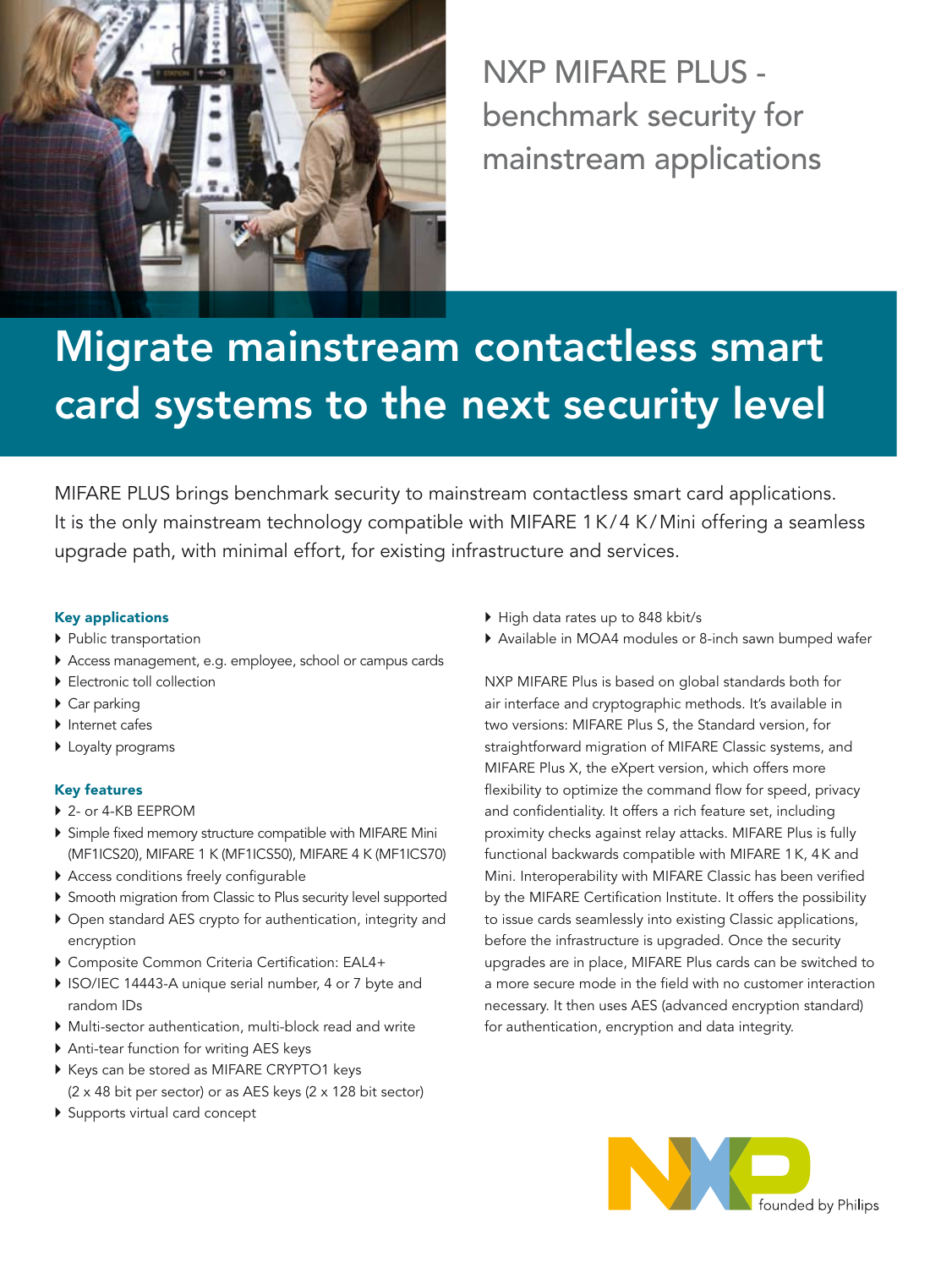# NXP MIFARE PLUS - benchmark security for mainstream applications

## Migrate mainstream contactless smart card systems to the next security level

MIFARE PLUS brings benchmark security to mainstream contactless smart card applications. It is the only mainstream technology compatible with MIFARE 1 K/4 K/Mini offering a seamless upgrade path, with minimal effort, for existing infrastructure and services.

### Key applications

- Public transportation
- Access management, e.g. employee, school or campus cards
- Electronic toll collection
- Car parking
- Internet cafes
- Loyalty programs

### Key features

- 2- or 4-KB EEPROM
- Simple fixed memory structure compatible with MIFARE Mini (MF1ICS20), MIFARE 1 K (MF1ICS50), MIFARE 4 K (MF1ICS70)
- Access conditions freely configurable
- Smooth migration from Classic to Plus security level supported
- Open standard AES crypto for authentication, integrity and encryption
- Composite Common Criteria Certification: EAL4+
- ISO/IEC 14443-A unique serial number, 4 or 7 byte and random IDs
- Multi-sector authentication, multi-block read and write
- Anti-tear function for writing AES keys
- Keys can be stored as MIFARE CRYPTO1 keys (2 x 48 bit per sector) or as AES keys (2 x 128 bit sector)
- Supports virtual card concept
- High data rates up to 848 kbit/s
- Available in MOA4 modules or 8-inch sawn bumped wafer

NXP MIFARE Plus is based on global standards both for air interface and cryptographic methods. It's available in two versions: MIFARE Plus S, the Standard version, for straightforward migration of MIFARE Classic systems, and MIFARE Plus X, the eXpert version, which offers more flexibility to optimize the command flow for speed, privacy and confidentiality. It offers a rich feature set, including proximity checks against relay attacks. MIFARE Plus is fully functional backwards compatible with MIFARE 1K, 4K and Mini. Interoperability with MIFARE Classic has been verified by the MIFARE Certification Institute. It offers the possibility to issue cards seamlessly into existing Classic applications, before the infrastructure is upgraded. Once the security upgrades are in place, MIFARE Plus cards can be switched to a more secure mode in the field with no customer interaction necessary. It then uses AES (advanced encryption standard) for authentication, encryption and data integrity.

NXP founded by Philips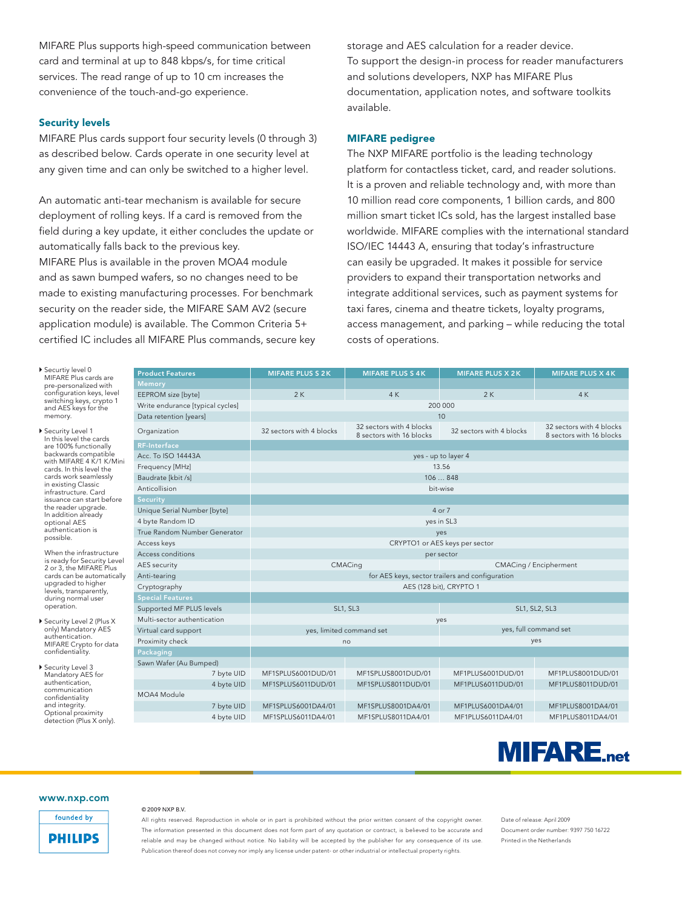MIFARE Plus supports high-speed communication between card and terminal at up to 848 kbps/s, for time critical services. The read range of up to 10 cm increases the convenience of the touch-and-go experience.

### Security levels

MIFARE Plus cards support four security levels (0 through 3) as described below. Cards operate in one security level at any given time and can only be switched to a higher level.

An automatic anti-tear mechanism is available for secure deployment of rolling keys. If a card is removed from the field during a key update, it either concludes the update or automatically falls back to the previous key.
MIFARE Plus is available in the proven MOA4 module and as sawn bumped wafers, so no changes need to be made to existing manufacturing processes. For benchmark security on the reader side, the MIFARE SAM AV2 (secure application module) is available. The Common Criteria 5+ certified IC includes all MIFARE Plus commands, secure key storage and AES calculation for a reader device.
To support the design-in process for reader manufacturers and solutions developers, NXP has MIFARE Plus documentation, application notes, and software toolkits available.

### MIFARE pedigree

The NXP MIFARE portfolio is the leading technology platform for contactless ticket, card, and reader solutions. It is a proven and reliable technology and, with more than 10 million read core components, 1 billion cards, and 800 million smart ticket ICs sold, has the largest installed base worldwide. MIFARE complies with the international standard ISO/IEC 14443 A, ensuring that today's infrastructure can easily be upgraded. It makes it possible for service providers to expand their transportation networks and integrate additional services, such as payment systems for taxi fares, cinema and theatre tickets, loyalty programs, access management, and parking – while reducing the total costs of operations.

- Securtiy level 0
  MIFARE Plus cards are pre-personalized with configuration keys, level switching keys, crypto 1 and AES keys for the memory.
- Security Level 1
  In this level the cards are 100% functionally backwards compatible with MIFARE 4 K/1 K/Mini cards. In this level the cards work seamlessly in existing Classic infrastructure. Card issuance can start before the reader upgrade. In addition already optional AES authentication is possible.

  When the infrastructure is ready for Security Level 2 or 3, the MIFARE Plus cards can be automatically upgraded to higher levels, transparently, during normal user operation.
- Security Level 2 (Plus X only) Mandatory AES authentication. MIFARE Crypto for data confidentiality.
- Security Level 3
  Mandatory AES for authentication, communication confidentiality and integrity. Optional proximity detection (Plus X only).

| Product Features | MIFARE PLUS S 2K | MIFARE PLUS S 4K | MIFARE PLUS X 2K | MIFARE PLUS X 4K |
|---|---|---|---|---|
| **Memory** | | | | |
| EEPROM size [byte] | 2 K | 4 K | 2 K | 4 K |
| Write endurance [typical cycles] | 200 000 | | | |
| Data retention [years] | 10 | | | |
| Organization | 32 sectors with 4 blocks | 32 sectors with 4 blocks 8 sectors with 16 blocks | 32 sectors with 4 blocks | 32 sectors with 4 blocks 8 sectors with 16 blocks |
| **RF-Interface** | | | | |
| Acc. To ISO 14443A | yes - up to layer 4 | | | |
| Frequency [MHz] | 13.56 | | | |
| Baudrate [kbit /s] | 106 … 848 | | | |
| Anticollision | bit-wise | | | |
| **Security** | | | | |
| Unique Serial Number [byte] | 4 or 7 | | | |
| 4 byte Random ID | yes in SL3 | | | |
| True Random Number Generator | yes | | | |
| Access keys | CRYPTO1 or AES keys per sector | | | |
| Access conditions | per sector | | | |
| AES security | CMACing | | CMACing / Encipherment | |
| Anti-tearing | for AES keys, sector trailers and configuration | | | |
| Cryptography | AES (128 bit), CRYPTO 1 | | | |
| **Special Features** | | | | |
| Supported MF PLUS levels | SL1, SL3 | | SL1, SL2, SL3 | |
| Multi-sector authentication | yes | | | |
| Virtual card support | yes, limited command set | | yes, full command set | |
| Proximity check | no | | yes | |
| **Packaging** | | | | |
| Sawn Wafer (Au Bumped) | | | | |
| 7 byte UID | MF1SPLUS6001DUD/01 | MF1SPLUS8001DUD/01 | MF1PLUS6001DUD/01 | MF1PLUS8001DUD/01 |
| 4 byte UID | MF1SPLUS6011DUD/01 | MF1SPLUS8011DUD/01 | MF1PLUS6011DUD/01 | MF1PLUS8011DUD/01 |
| MOA4 Module | | | | |
| 7 byte UID | MF1SPLUS6001DA4/01 | MF1SPLUS8001DA4/01 | MF1PLUS6001DA4/01 | MF1PLUS8001DA4/01 |
| 4 byte UID | MF1SPLUS6011DA4/01 | MF1SPLUS8011DA4/01 | MF1PLUS6011DA4/01 | MF1PLUS8011DA4/01 |

MIFARE.net

www.nxp.com

founded by PHILIPS

© 2009 NXP B.V.

All rights reserved. Reproduction in whole or in part is prohibited without the prior written consent of the copyright owner. The information presented in this document does not form part of any quotation or contract, is believed to be accurate and reliable and may be changed without notice. No liability will be accepted by the publisher for any consequence of its use. Publication thereof does not convey nor imply any license under patent- or other industrial or intellectual property rights.

Date of release: April 2009
Document order number: 9397 750 16722
Printed in the Netherlands